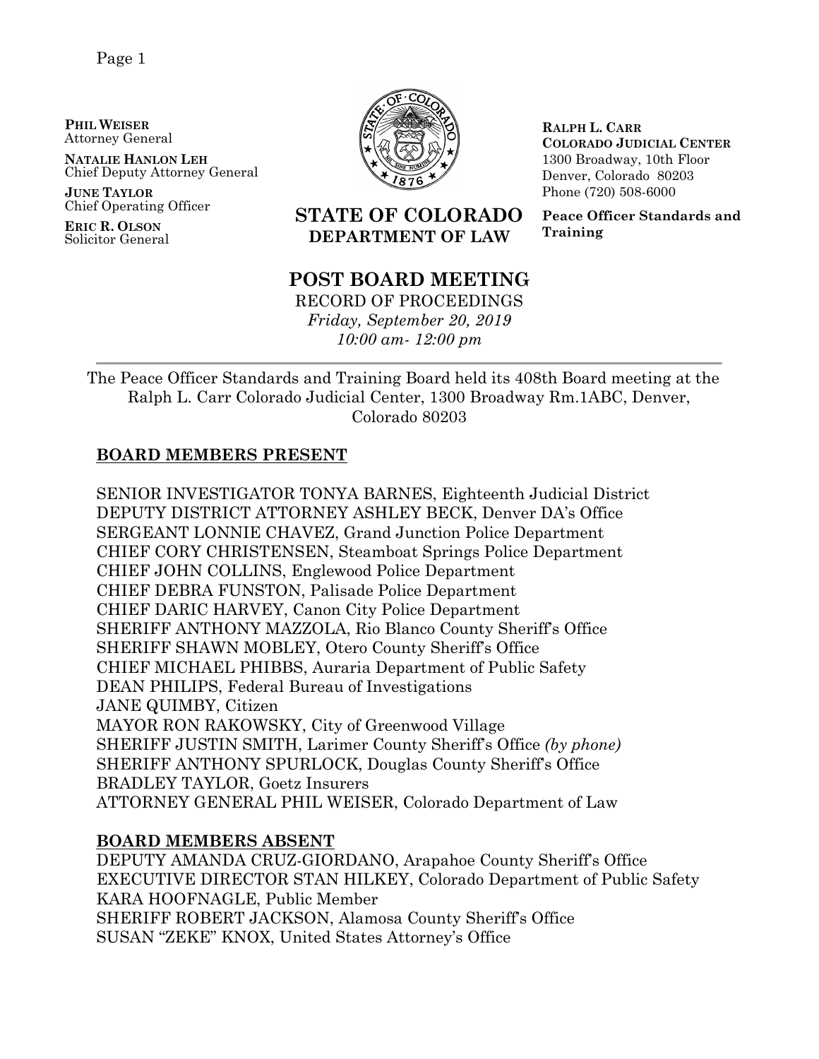**PHIL WEISER**
Attorney General

**NATALIE HANLON LEH**
Chief Deputy Attorney General

**JUNE TAYLOR**
Chief Operating Officer

**ERIC R. OLSON**
Solicitor General

**STATE OF COLORADO**
**DEPARTMENT OF LAW**

**RALPH L. CARR**
**COLORADO JUDICIAL CENTER**
1300 Broadway, 10th Floor
Denver, Colorado 80203
Phone (720) 508-6000

**Peace Officer Standards and Training**

# POST BOARD MEETING

RECORD OF PROCEEDINGS
*Friday, September 20, 2019*
*10:00 am- 12:00 pm*

---

The Peace Officer Standards and Training Board held its 408th Board meeting at the Ralph L. Carr Colorado Judicial Center, 1300 Broadway Rm.1ABC, Denver, Colorado 80203

## BOARD MEMBERS PRESENT

SENIOR INVESTIGATOR TONYA BARNES, Eighteenth Judicial District
DEPUTY DISTRICT ATTORNEY ASHLEY BECK, Denver DA's Office
SERGEANT LONNIE CHAVEZ, Grand Junction Police Department
CHIEF CORY CHRISTENSEN, Steamboat Springs Police Department
CHIEF JOHN COLLINS, Englewood Police Department
CHIEF DEBRA FUNSTON, Palisade Police Department
CHIEF DARIC HARVEY, Canon City Police Department
SHERIFF ANTHONY MAZZOLA, Rio Blanco County Sheriff's Office
SHERIFF SHAWN MOBLEY, Otero County Sheriff's Office
CHIEF MICHAEL PHIBBS, Auraria Department of Public Safety
DEAN PHILIPS, Federal Bureau of Investigations
JANE QUIMBY, Citizen
MAYOR RON RAKOWSKY, City of Greenwood Village
SHERIFF JUSTIN SMITH, Larimer County Sheriff's Office *(by phone)*
SHERIFF ANTHONY SPURLOCK, Douglas County Sheriff's Office
BRADLEY TAYLOR, Goetz Insurers
ATTORNEY GENERAL PHIL WEISER, Colorado Department of Law

## BOARD MEMBERS ABSENT

DEPUTY AMANDA CRUZ-GIORDANO, Arapahoe County Sheriff's Office
EXECUTIVE DIRECTOR STAN HILKEY, Colorado Department of Public Safety
KARA HOOFNAGLE, Public Member
SHERIFF ROBERT JACKSON, Alamosa County Sheriff's Office
SUSAN "ZEKE" KNOX, United States Attorney's Office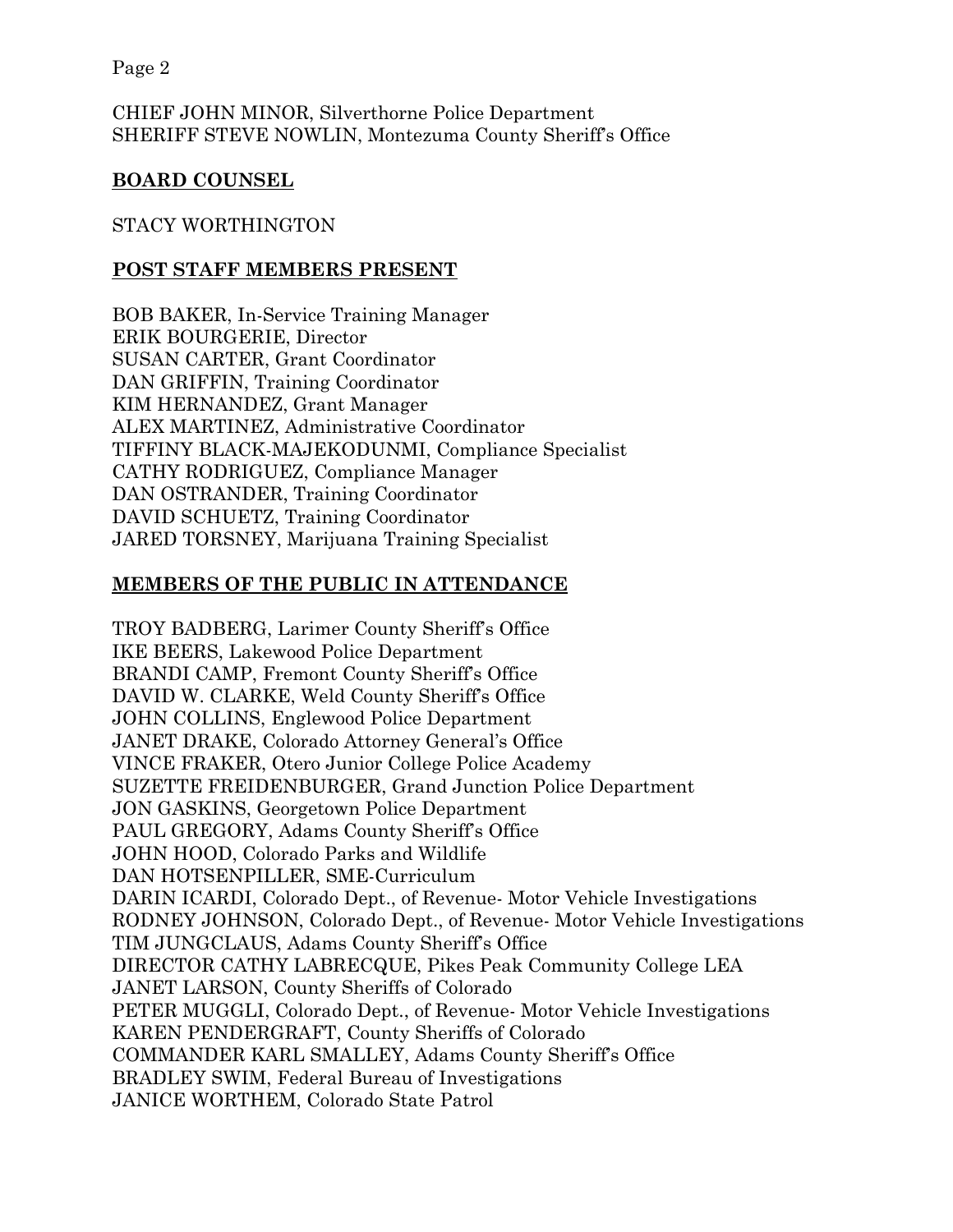CHIEF JOHN MINOR, Silverthorne Police Department
SHERIFF STEVE NOWLIN, Montezuma County Sheriff's Office

## BOARD COUNSEL

STACY WORTHINGTON

## POST STAFF MEMBERS PRESENT

BOB BAKER, In-Service Training Manager
ERIK BOURGERIE, Director
SUSAN CARTER, Grant Coordinator
DAN GRIFFIN, Training Coordinator
KIM HERNANDEZ, Grant Manager
ALEX MARTINEZ, Administrative Coordinator
TIFFINY BLACK-MAJEKODUNMI, Compliance Specialist
CATHY RODRIGUEZ, Compliance Manager
DAN OSTRANDER, Training Coordinator
DAVID SCHUETZ, Training Coordinator
JARED TORSNEY, Marijuana Training Specialist

## MEMBERS OF THE PUBLIC IN ATTENDANCE

TROY BADBERG, Larimer County Sheriff's Office
IKE BEERS, Lakewood Police Department
BRANDI CAMP, Fremont County Sheriff's Office
DAVID W. CLARKE, Weld County Sheriff's Office
JOHN COLLINS, Englewood Police Department
JANET DRAKE, Colorado Attorney General's Office
VINCE FRAKER, Otero Junior College Police Academy
SUZETTE FREIDENBURGER, Grand Junction Police Department
JON GASKINS, Georgetown Police Department
PAUL GREGORY, Adams County Sheriff's Office
JOHN HOOD, Colorado Parks and Wildlife
DAN HOTSENPILLER, SME-Curriculum
DARIN ICARDI, Colorado Dept., of Revenue- Motor Vehicle Investigations
RODNEY JOHNSON, Colorado Dept., of Revenue- Motor Vehicle Investigations
TIM JUNGCLAUS, Adams County Sheriff's Office
DIRECTOR CATHY LABRECQUE, Pikes Peak Community College LEA
JANET LARSON, County Sheriffs of Colorado
PETER MUGGLI, Colorado Dept., of Revenue- Motor Vehicle Investigations
KAREN PENDERGRAFT, County Sheriffs of Colorado
COMMANDER KARL SMALLEY, Adams County Sheriff's Office
BRADLEY SWIM, Federal Bureau of Investigations
JANICE WORTHEM, Colorado State Patrol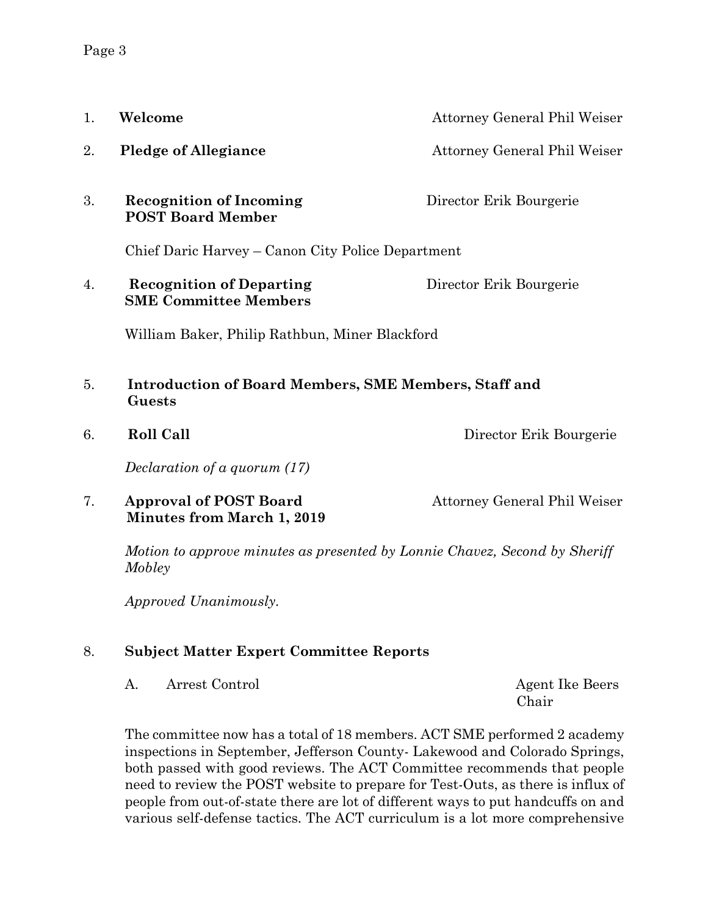1. **Welcome** — Attorney General Phil Weiser

2. **Pledge of Allegiance** — Attorney General Phil Weiser

3. **Recognition of Incoming POST Board Member** — Director Erik Bourgerie

   Chief Daric Harvey – Canon City Police Department

4. **Recognition of Departing SME Committee Members** — Director Erik Bourgerie

   William Baker, Philip Rathbun, Miner Blackford

5. **Introduction of Board Members, SME Members, Staff and Guests**

6. **Roll Call** — Director Erik Bourgerie

   *Declaration of a quorum (17)*

7. **Approval of POST Board Minutes from March 1, 2019** — Attorney General Phil Weiser

   *Motion to approve minutes as presented by Lonnie Chavez, Second by Sheriff Mobley*

   *Approved Unanimously.*

8. **Subject Matter Expert Committee Reports**

   A. Arrest Control — Agent Ike Beers, Chair

   The committee now has a total of 18 members. ACT SME performed 2 academy inspections in September, Jefferson County- Lakewood and Colorado Springs, both passed with good reviews. The ACT Committee recommends that people need to review the POST website to prepare for Test-Outs, as there is influx of people from out-of-state there are lot of different ways to put handcuffs on and various self-defense tactics. The ACT curriculum is a lot more comprehensive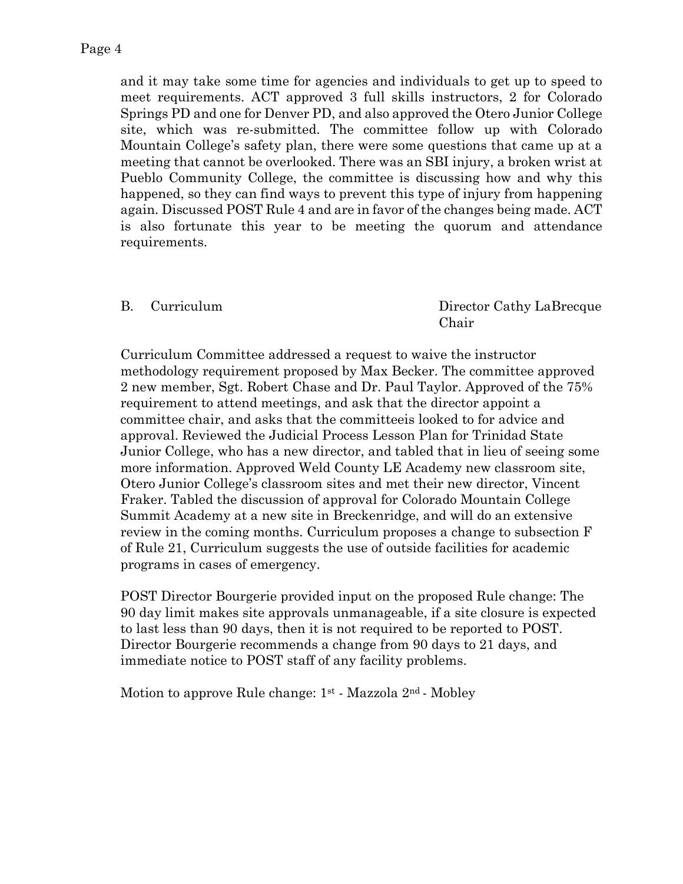and it may take some time for agencies and individuals to get up to speed to meet requirements. ACT approved 3 full skills instructors, 2 for Colorado Springs PD and one for Denver PD, and also approved the Otero Junior College site, which was re-submitted. The committee follow up with Colorado Mountain College's safety plan, there were some questions that came up at a meeting that cannot be overlooked. There was an SBI injury, a broken wrist at Pueblo Community College, the committee is discussing how and why this happened, so they can find ways to prevent this type of injury from happening again. Discussed POST Rule 4 and are in favor of the changes being made. ACT is also fortunate this year to be meeting the quorum and attendance requirements.

B. Curriculum — Director Cathy LaBrecque, Chair

Curriculum Committee addressed a request to waive the instructor methodology requirement proposed by Max Becker. The committee approved 2 new member, Sgt. Robert Chase and Dr. Paul Taylor. Approved of the 75% requirement to attend meetings, and ask that the director appoint a committee chair, and asks that the committeeis looked to for advice and approval. Reviewed the Judicial Process Lesson Plan for Trinidad State Junior College, who has a new director, and tabled that in lieu of seeing some more information. Approved Weld County LE Academy new classroom site, Otero Junior College's classroom sites and met their new director, Vincent Fraker. Tabled the discussion of approval for Colorado Mountain College Summit Academy at a new site in Breckenridge, and will do an extensive review in the coming months. Curriculum proposes a change to subsection F of Rule 21, Curriculum suggests the use of outside facilities for academic programs in cases of emergency.

POST Director Bourgerie provided input on the proposed Rule change: The 90 day limit makes site approvals unmanageable, if a site closure is expected to last less than 90 days, then it is not required to be reported to POST. Director Bourgerie recommends a change from 90 days to 21 days, and immediate notice to POST staff of any facility problems.

Motion to approve Rule change: 1st - Mazzola 2nd - Mobley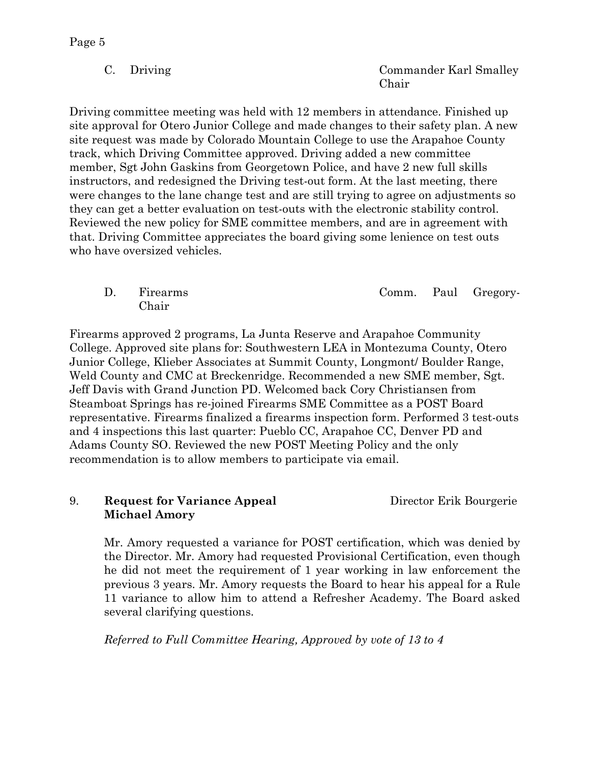C. Driving — Commander Karl Smalley Chair

Driving committee meeting was held with 12 members in attendance. Finished up site approval for Otero Junior College and made changes to their safety plan. A new site request was made by Colorado Mountain College to use the Arapahoe County track, which Driving Committee approved. Driving added a new committee member, Sgt John Gaskins from Georgetown Police, and have 2 new full skills instructors, and redesigned the Driving test-out form. At the last meeting, there were changes to the lane change test and are still trying to agree on adjustments so they can get a better evaluation on test-outs with the electronic stability control. Reviewed the new policy for SME committee members, and are in agreement with that. Driving Committee appreciates the board giving some lenience on test outs who have oversized vehicles.

D. Firearms — Comm. Paul Gregory-Chair

Firearms approved 2 programs, La Junta Reserve and Arapahoe Community College. Approved site plans for: Southwestern LEA in Montezuma County, Otero Junior College, Klieber Associates at Summit County, Longmont/ Boulder Range, Weld County and CMC at Breckenridge. Recommended a new SME member, Sgt. Jeff Davis with Grand Junction PD. Welcomed back Cory Christiansen from Steamboat Springs has re-joined Firearms SME Committee as a POST Board representative. Firearms finalized a firearms inspection form. Performed 3 test-outs and 4 inspections this last quarter: Pueblo CC, Arapahoe CC, Denver PD and Adams County SO. Reviewed the new POST Meeting Policy and the only recommendation is to allow members to participate via email.

9. **Request for Variance Appeal Michael Amory** — Director Erik Bourgerie

Mr. Amory requested a variance for POST certification, which was denied by the Director. Mr. Amory had requested Provisional Certification, even though he did not meet the requirement of 1 year working in law enforcement the previous 3 years. Mr. Amory requests the Board to hear his appeal for a Rule 11 variance to allow him to attend a Refresher Academy. The Board asked several clarifying questions.

*Referred to Full Committee Hearing, Approved by vote of 13 to 4*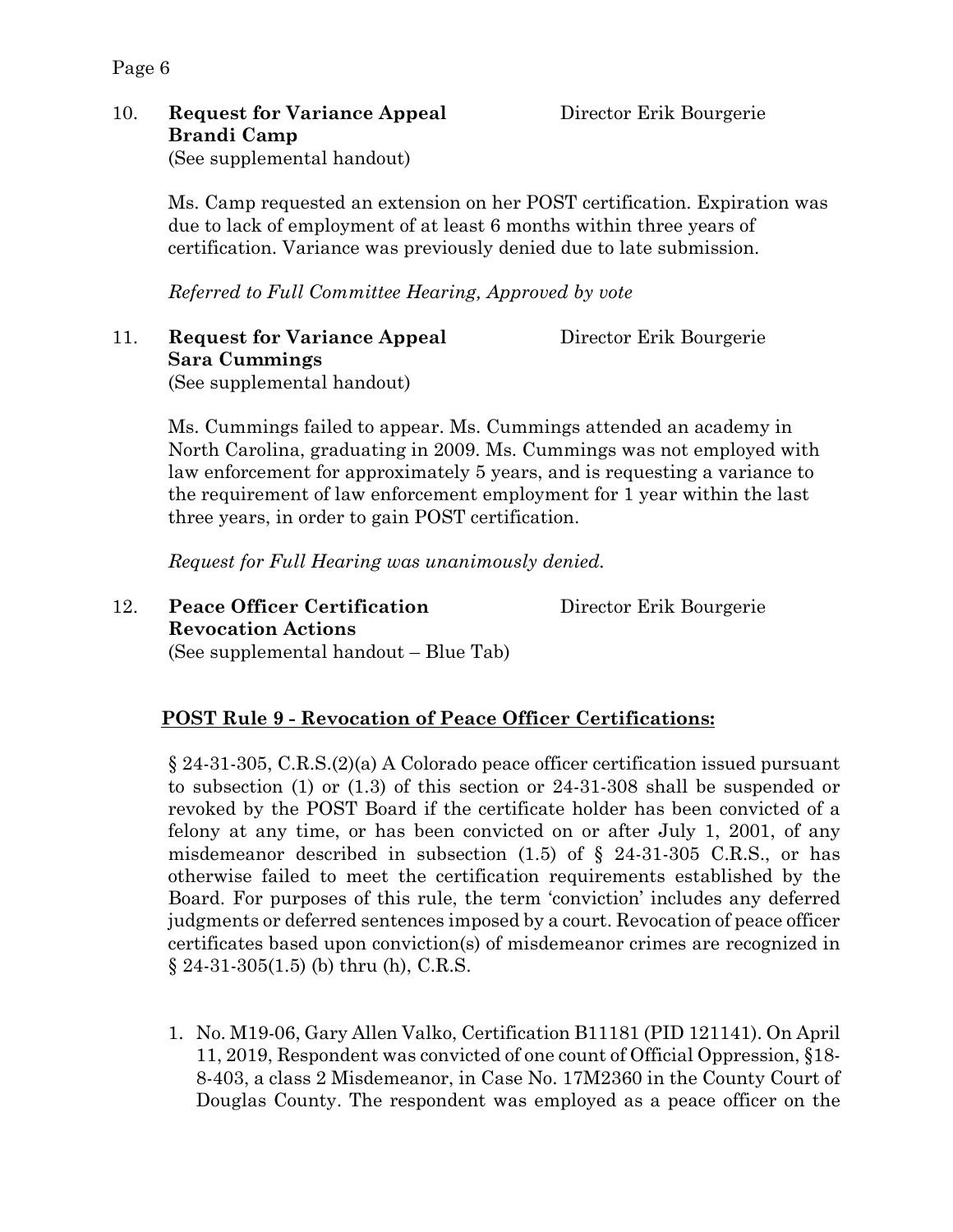10. **Request for Variance Appeal** Director Erik Bourgerie
    **Brandi Camp**
    (See supplemental handout)

    Ms. Camp requested an extension on her POST certification. Expiration was due to lack of employment of at least 6 months within three years of certification. Variance was previously denied due to late submission.

    *Referred to Full Committee Hearing, Approved by vote*

11. **Request for Variance Appeal** Director Erik Bourgerie
    **Sara Cummings**
    (See supplemental handout)

    Ms. Cummings failed to appear. Ms. Cummings attended an academy in North Carolina, graduating in 2009. Ms. Cummings was not employed with law enforcement for approximately 5 years, and is requesting a variance to the requirement of law enforcement employment for 1 year within the last three years, in order to gain POST certification.

    *Request for Full Hearing was unanimously denied.*

12. **Peace Officer Certification Revocation Actions** Director Erik Bourgerie
    (See supplemental handout – Blue Tab)

**POST Rule 9 - Revocation of Peace Officer Certifications:**

§ 24-31-305, C.R.S.(2)(a) A Colorado peace officer certification issued pursuant to subsection (1) or (1.3) of this section or 24-31-308 shall be suspended or revoked by the POST Board if the certificate holder has been convicted of a felony at any time, or has been convicted on or after July 1, 2001, of any misdemeanor described in subsection (1.5) of § 24-31-305 C.R.S., or has otherwise failed to meet the certification requirements established by the Board. For purposes of this rule, the term 'conviction' includes any deferred judgments or deferred sentences imposed by a court. Revocation of peace officer certificates based upon conviction(s) of misdemeanor crimes are recognized in § 24-31-305(1.5) (b) thru (h), C.R.S.

1. No. M19-06, Gary Allen Valko, Certification B11181 (PID 121141). On April 11, 2019, Respondent was convicted of one count of Official Oppression, §18-8-403, a class 2 Misdemeanor, in Case No. 17M2360 in the County Court of Douglas County. The respondent was employed as a peace officer on the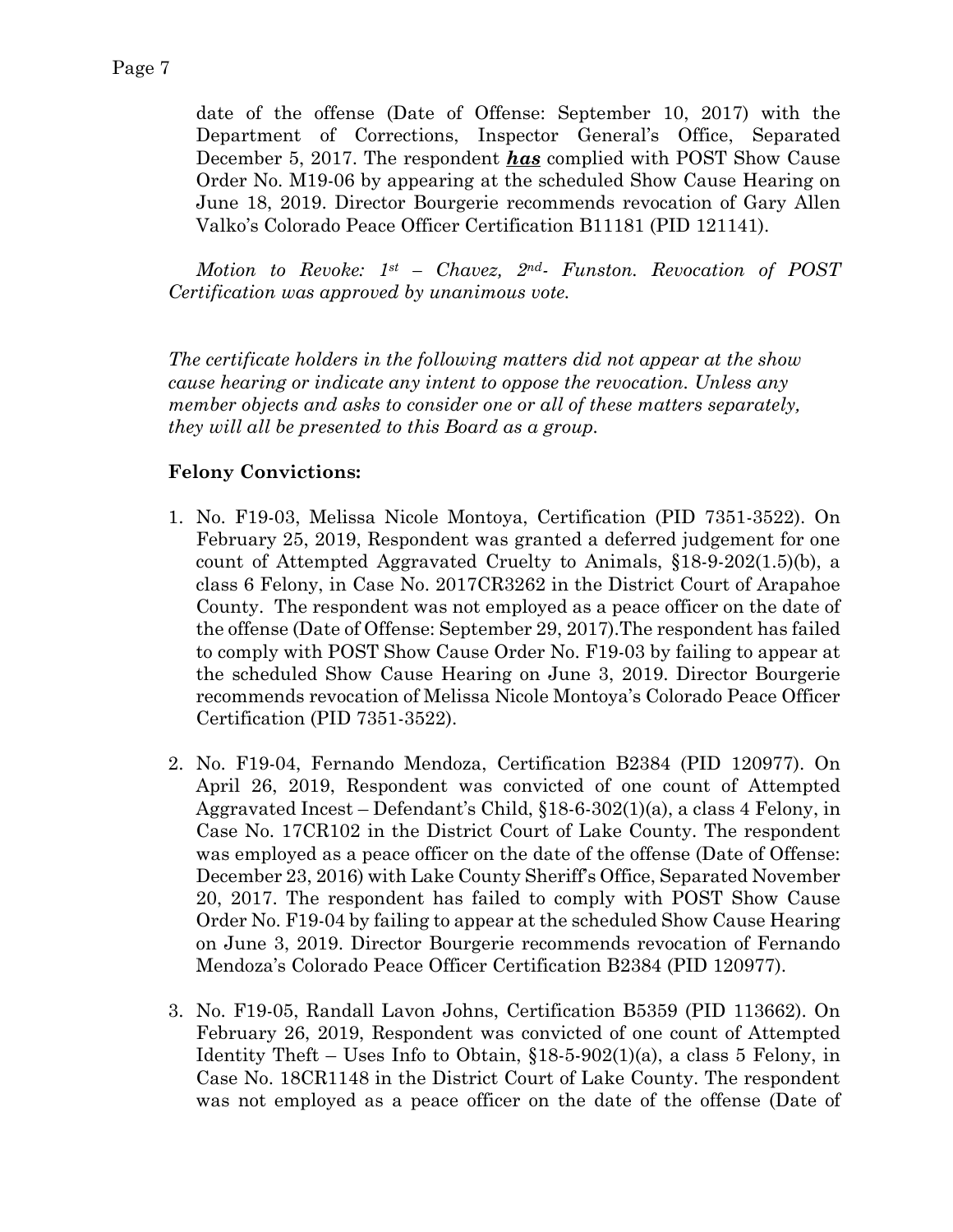date of the offense (Date of Offense: September 10, 2017) with the Department of Corrections, Inspector General's Office, Separated December 5, 2017. The respondent ***has*** complied with POST Show Cause Order No. M19-06 by appearing at the scheduled Show Cause Hearing on June 18, 2019. Director Bourgerie recommends revocation of Gary Allen Valko's Colorado Peace Officer Certification B11181 (PID 121141).

*Motion to Revoke: 1st – Chavez, 2nd- Funston. Revocation of POST Certification was approved by unanimous vote.*

*The certificate holders in the following matters did not appear at the show cause hearing or indicate any intent to oppose the revocation. Unless any member objects and asks to consider one or all of these matters separately, they will all be presented to this Board as a group.*

**Felony Convictions:**

1. No. F19-03, Melissa Nicole Montoya, Certification (PID 7351-3522). On February 25, 2019, Respondent was granted a deferred judgement for one count of Attempted Aggravated Cruelty to Animals, §18-9-202(1.5)(b), a class 6 Felony, in Case No. 2017CR3262 in the District Court of Arapahoe County. The respondent was not employed as a peace officer on the date of the offense (Date of Offense: September 29, 2017).The respondent has failed to comply with POST Show Cause Order No. F19-03 by failing to appear at the scheduled Show Cause Hearing on June 3, 2019. Director Bourgerie recommends revocation of Melissa Nicole Montoya's Colorado Peace Officer Certification (PID 7351-3522).

2. No. F19-04, Fernando Mendoza, Certification B2384 (PID 120977). On April 26, 2019, Respondent was convicted of one count of Attempted Aggravated Incest – Defendant's Child, §18-6-302(1)(a), a class 4 Felony, in Case No. 17CR102 in the District Court of Lake County. The respondent was employed as a peace officer on the date of the offense (Date of Offense: December 23, 2016) with Lake County Sheriff's Office, Separated November 20, 2017. The respondent has failed to comply with POST Show Cause Order No. F19-04 by failing to appear at the scheduled Show Cause Hearing on June 3, 2019. Director Bourgerie recommends revocation of Fernando Mendoza's Colorado Peace Officer Certification B2384 (PID 120977).

3. No. F19-05, Randall Lavon Johns, Certification B5359 (PID 113662). On February 26, 2019, Respondent was convicted of one count of Attempted Identity Theft – Uses Info to Obtain, §18-5-902(1)(a), a class 5 Felony, in Case No. 18CR1148 in the District Court of Lake County. The respondent was not employed as a peace officer on the date of the offense (Date of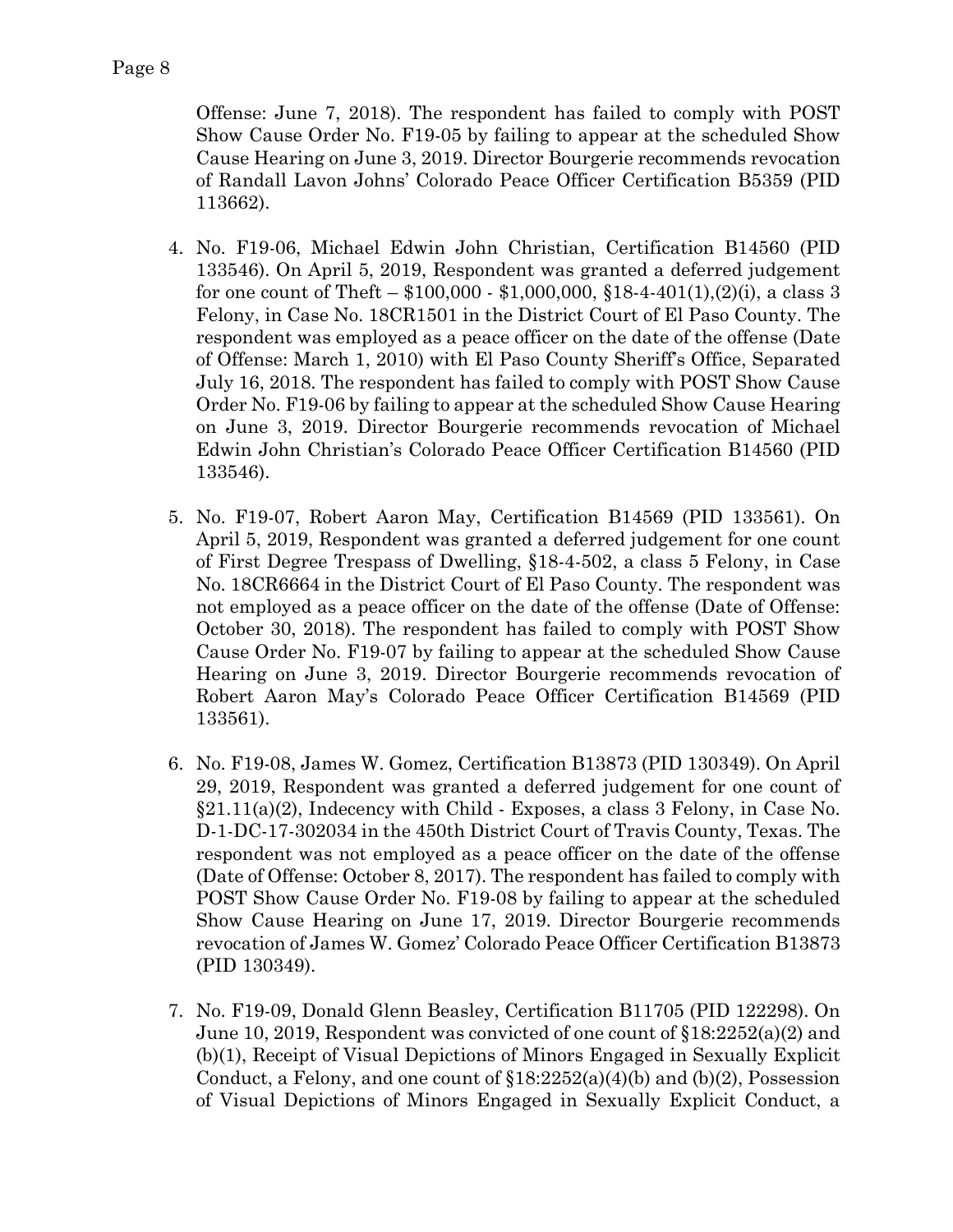Offense: June 7, 2018). The respondent has failed to comply with POST Show Cause Order No. F19-05 by failing to appear at the scheduled Show Cause Hearing on June 3, 2019. Director Bourgerie recommends revocation of Randall Lavon Johns' Colorado Peace Officer Certification B5359 (PID 113662).

4. No. F19-06, Michael Edwin John Christian, Certification B14560 (PID 133546). On April 5, 2019, Respondent was granted a deferred judgement for one count of Theft – \$100,000 - \$1,000,000, §18-4-401(1),(2)(i), a class 3 Felony, in Case No. 18CR1501 in the District Court of El Paso County. The respondent was employed as a peace officer on the date of the offense (Date of Offense: March 1, 2010) with El Paso County Sheriff's Office, Separated July 16, 2018. The respondent has failed to comply with POST Show Cause Order No. F19-06 by failing to appear at the scheduled Show Cause Hearing on June 3, 2019. Director Bourgerie recommends revocation of Michael Edwin John Christian's Colorado Peace Officer Certification B14560 (PID 133546).

5. No. F19-07, Robert Aaron May, Certification B14569 (PID 133561). On April 5, 2019, Respondent was granted a deferred judgement for one count of First Degree Trespass of Dwelling, §18-4-502, a class 5 Felony, in Case No. 18CR6664 in the District Court of El Paso County. The respondent was not employed as a peace officer on the date of the offense (Date of Offense: October 30, 2018). The respondent has failed to comply with POST Show Cause Order No. F19-07 by failing to appear at the scheduled Show Cause Hearing on June 3, 2019. Director Bourgerie recommends revocation of Robert Aaron May's Colorado Peace Officer Certification B14569 (PID 133561).

6. No. F19-08, James W. Gomez, Certification B13873 (PID 130349). On April 29, 2019, Respondent was granted a deferred judgement for one count of §21.11(a)(2), Indecency with Child - Exposes, a class 3 Felony, in Case No. D-1-DC-17-302034 in the 450th District Court of Travis County, Texas. The respondent was not employed as a peace officer on the date of the offense (Date of Offense: October 8, 2017). The respondent has failed to comply with POST Show Cause Order No. F19-08 by failing to appear at the scheduled Show Cause Hearing on June 17, 2019. Director Bourgerie recommends revocation of James W. Gomez' Colorado Peace Officer Certification B13873 (PID 130349).

7. No. F19-09, Donald Glenn Beasley, Certification B11705 (PID 122298). On June 10, 2019, Respondent was convicted of one count of §18:2252(a)(2) and (b)(1), Receipt of Visual Depictions of Minors Engaged in Sexually Explicit Conduct, a Felony, and one count of §18:2252(a)(4)(b) and (b)(2), Possession of Visual Depictions of Minors Engaged in Sexually Explicit Conduct, a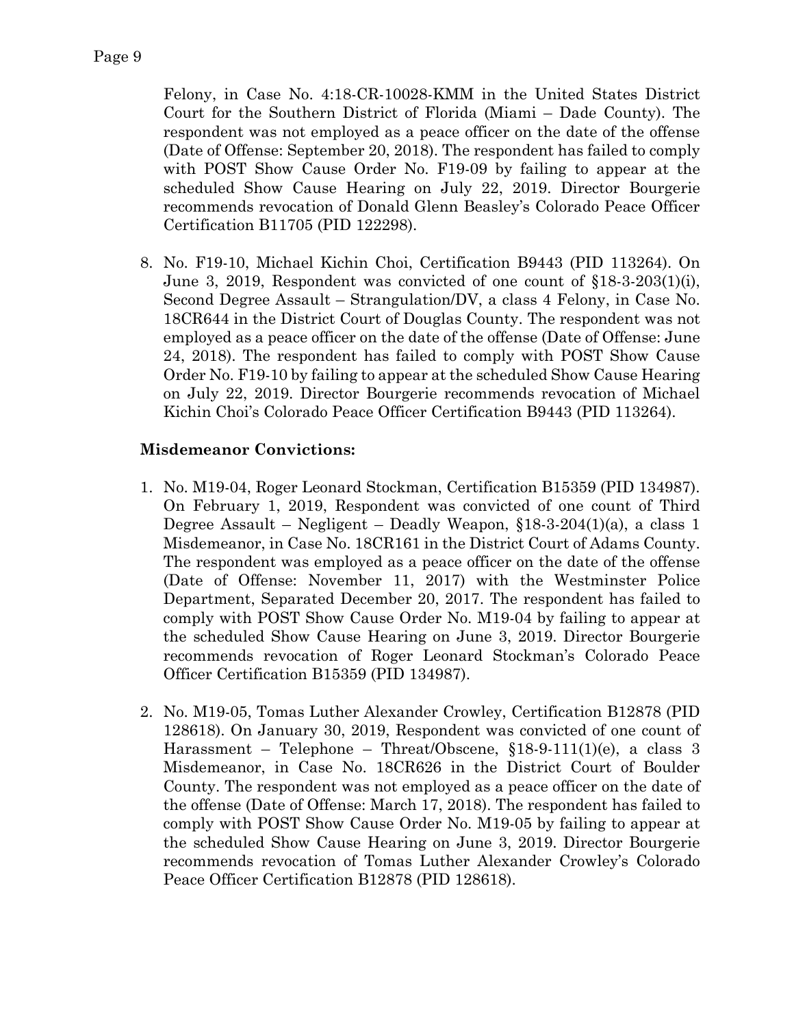Felony, in Case No. 4:18-CR-10028-KMM in the United States District Court for the Southern District of Florida (Miami – Dade County). The respondent was not employed as a peace officer on the date of the offense (Date of Offense: September 20, 2018). The respondent has failed to comply with POST Show Cause Order No. F19-09 by failing to appear at the scheduled Show Cause Hearing on July 22, 2019. Director Bourgerie recommends revocation of Donald Glenn Beasley's Colorado Peace Officer Certification B11705 (PID 122298).

8. No. F19-10, Michael Kichin Choi, Certification B9443 (PID 113264). On June 3, 2019, Respondent was convicted of one count of §18-3-203(1)(i), Second Degree Assault – Strangulation/DV, a class 4 Felony, in Case No. 18CR644 in the District Court of Douglas County. The respondent was not employed as a peace officer on the date of the offense (Date of Offense: June 24, 2018). The respondent has failed to comply with POST Show Cause Order No. F19-10 by failing to appear at the scheduled Show Cause Hearing on July 22, 2019. Director Bourgerie recommends revocation of Michael Kichin Choi's Colorado Peace Officer Certification B9443 (PID 113264).

**Misdemeanor Convictions:**

1. No. M19-04, Roger Leonard Stockman, Certification B15359 (PID 134987). On February 1, 2019, Respondent was convicted of one count of Third Degree Assault – Negligent – Deadly Weapon, §18-3-204(1)(a), a class 1 Misdemeanor, in Case No. 18CR161 in the District Court of Adams County. The respondent was employed as a peace officer on the date of the offense (Date of Offense: November 11, 2017) with the Westminster Police Department, Separated December 20, 2017. The respondent has failed to comply with POST Show Cause Order No. M19-04 by failing to appear at the scheduled Show Cause Hearing on June 3, 2019. Director Bourgerie recommends revocation of Roger Leonard Stockman's Colorado Peace Officer Certification B15359 (PID 134987).

2. No. M19-05, Tomas Luther Alexander Crowley, Certification B12878 (PID 128618). On January 30, 2019, Respondent was convicted of one count of Harassment – Telephone – Threat/Obscene, §18-9-111(1)(e), a class 3 Misdemeanor, in Case No. 18CR626 in the District Court of Boulder County. The respondent was not employed as a peace officer on the date of the offense (Date of Offense: March 17, 2018). The respondent has failed to comply with POST Show Cause Order No. M19-05 by failing to appear at the scheduled Show Cause Hearing on June 3, 2019. Director Bourgerie recommends revocation of Tomas Luther Alexander Crowley's Colorado Peace Officer Certification B12878 (PID 128618).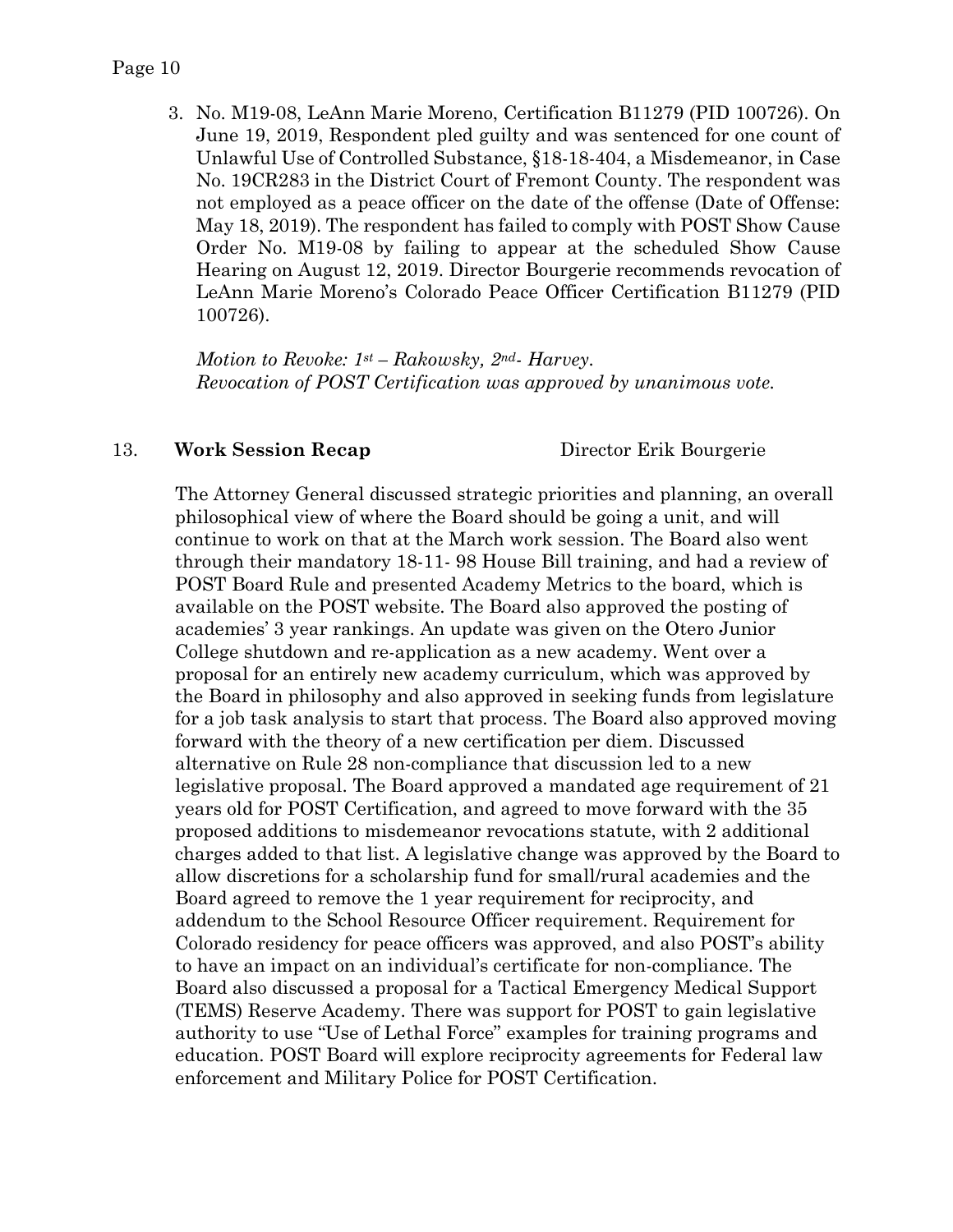3. No. M19-08, LeAnn Marie Moreno, Certification B11279 (PID 100726). On June 19, 2019, Respondent pled guilty and was sentenced for one count of Unlawful Use of Controlled Substance, §18-18-404, a Misdemeanor, in Case No. 19CR283 in the District Court of Fremont County. The respondent was not employed as a peace officer on the date of the offense (Date of Offense: May 18, 2019). The respondent has failed to comply with POST Show Cause Order No. M19-08 by failing to appear at the scheduled Show Cause Hearing on August 12, 2019. Director Bourgerie recommends revocation of LeAnn Marie Moreno's Colorado Peace Officer Certification B11279 (PID 100726).

   *Motion to Revoke: 1st – Rakowsky, 2nd- Harvey.*
   *Revocation of POST Certification was approved by unanimous vote.*

13. **Work Session Recap** Director Erik Bourgerie

The Attorney General discussed strategic priorities and planning, an overall philosophical view of where the Board should be going a unit, and will continue to work on that at the March work session. The Board also went through their mandatory 18-11- 98 House Bill training, and had a review of POST Board Rule and presented Academy Metrics to the board, which is available on the POST website. The Board also approved the posting of academies' 3 year rankings. An update was given on the Otero Junior College shutdown and re-application as a new academy. Went over a proposal for an entirely new academy curriculum, which was approved by the Board in philosophy and also approved in seeking funds from legislature for a job task analysis to start that process. The Board also approved moving forward with the theory of a new certification per diem. Discussed alternative on Rule 28 non-compliance that discussion led to a new legislative proposal. The Board approved a mandated age requirement of 21 years old for POST Certification, and agreed to move forward with the 35 proposed additions to misdemeanor revocations statute, with 2 additional charges added to that list. A legislative change was approved by the Board to allow discretions for a scholarship fund for small/rural academies and the Board agreed to remove the 1 year requirement for reciprocity, and addendum to the School Resource Officer requirement. Requirement for Colorado residency for peace officers was approved, and also POST's ability to have an impact on an individual's certificate for non-compliance. The Board also discussed a proposal for a Tactical Emergency Medical Support (TEMS) Reserve Academy. There was support for POST to gain legislative authority to use "Use of Lethal Force" examples for training programs and education. POST Board will explore reciprocity agreements for Federal law enforcement and Military Police for POST Certification.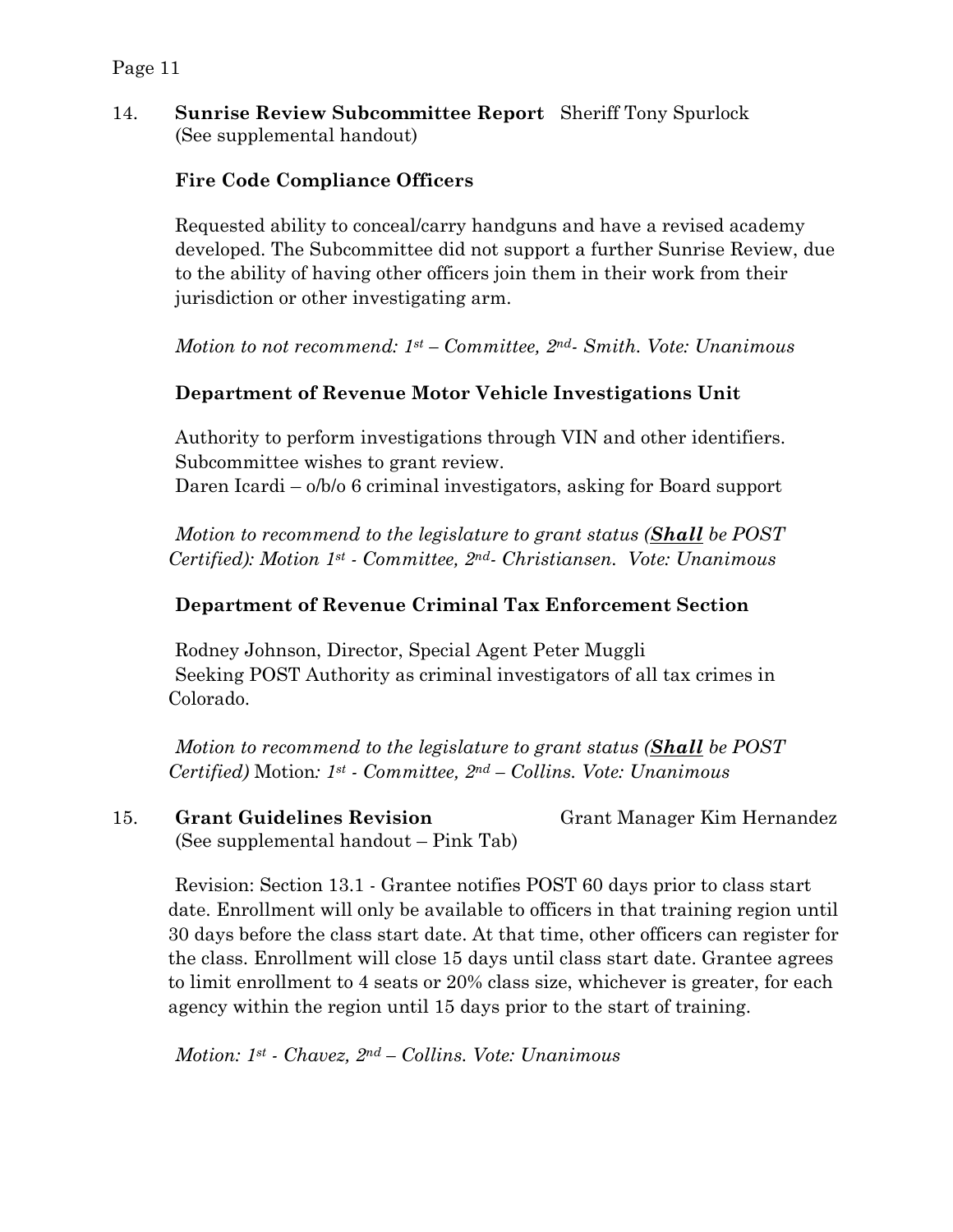14. **Sunrise Review Subcommittee Report** Sheriff Tony Spurlock
(See supplemental handout)

**Fire Code Compliance Officers**

Requested ability to conceal/carry handguns and have a revised academy developed. The Subcommittee did not support a further Sunrise Review, due to the ability of having other officers join them in their work from their jurisdiction or other investigating arm.

*Motion to not recommend: 1st – Committee, 2nd- Smith. Vote: Unanimous*

**Department of Revenue Motor Vehicle Investigations Unit**

Authority to perform investigations through VIN and other identifiers. Subcommittee wishes to grant review.
Daren Icardi – o/b/o 6 criminal investigators, asking for Board support

*Motion to recommend to the legislature to grant status (**Shall** be POST Certified): Motion 1st - Committee, 2nd- Christiansen. Vote: Unanimous*

**Department of Revenue Criminal Tax Enforcement Section**

Rodney Johnson, Director, Special Agent Peter Muggli
Seeking POST Authority as criminal investigators of all tax crimes in Colorado.

*Motion to recommend to the legislature to grant status (**Shall** be POST Certified)* Motion*: 1st - Committee, 2nd – Collins. Vote: Unanimous*

15. **Grant Guidelines Revision** Grant Manager Kim Hernandez
(See supplemental handout – Pink Tab)

Revision: Section 13.1 - Grantee notifies POST 60 days prior to class start date. Enrollment will only be available to officers in that training region until 30 days before the class start date. At that time, other officers can register for the class. Enrollment will close 15 days until class start date. Grantee agrees to limit enrollment to 4 seats or 20% class size, whichever is greater, for each agency within the region until 15 days prior to the start of training.

*Motion: 1st - Chavez, 2nd – Collins. Vote: Unanimous*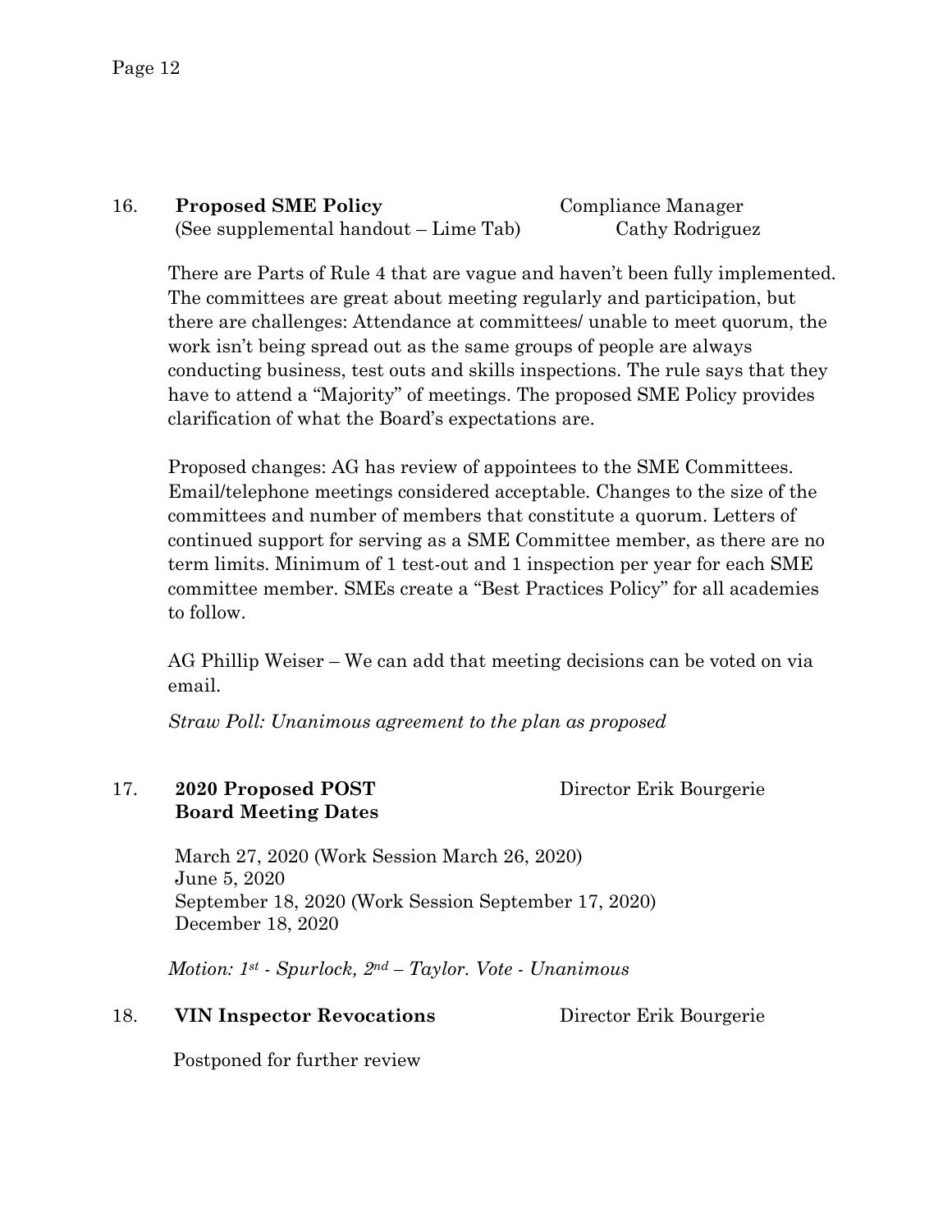16. **Proposed SME Policy** Compliance Manager
(See supplemental handout – Lime Tab) Cathy Rodriguez

There are Parts of Rule 4 that are vague and haven't been fully implemented. The committees are great about meeting regularly and participation, but there are challenges: Attendance at committees/ unable to meet quorum, the work isn't being spread out as the same groups of people are always conducting business, test outs and skills inspections. The rule says that they have to attend a "Majority" of meetings. The proposed SME Policy provides clarification of what the Board's expectations are.

Proposed changes: AG has review of appointees to the SME Committees. Email/telephone meetings considered acceptable. Changes to the size of the committees and number of members that constitute a quorum. Letters of continued support for serving as a SME Committee member, as there are no term limits. Minimum of 1 test-out and 1 inspection per year for each SME committee member. SMEs create a "Best Practices Policy" for all academies to follow.

AG Phillip Weiser – We can add that meeting decisions can be voted on via email.

*Straw Poll: Unanimous agreement to the plan as proposed*

17. **2020 Proposed POST Board Meeting Dates** Director Erik Bourgerie

March 27, 2020 (Work Session March 26, 2020)
June 5, 2020
September 18, 2020 (Work Session September 17, 2020)
December 18, 2020

*Motion: 1st - Spurlock, 2nd – Taylor. Vote - Unanimous*

18. **VIN Inspector Revocations** Director Erik Bourgerie

Postponed for further review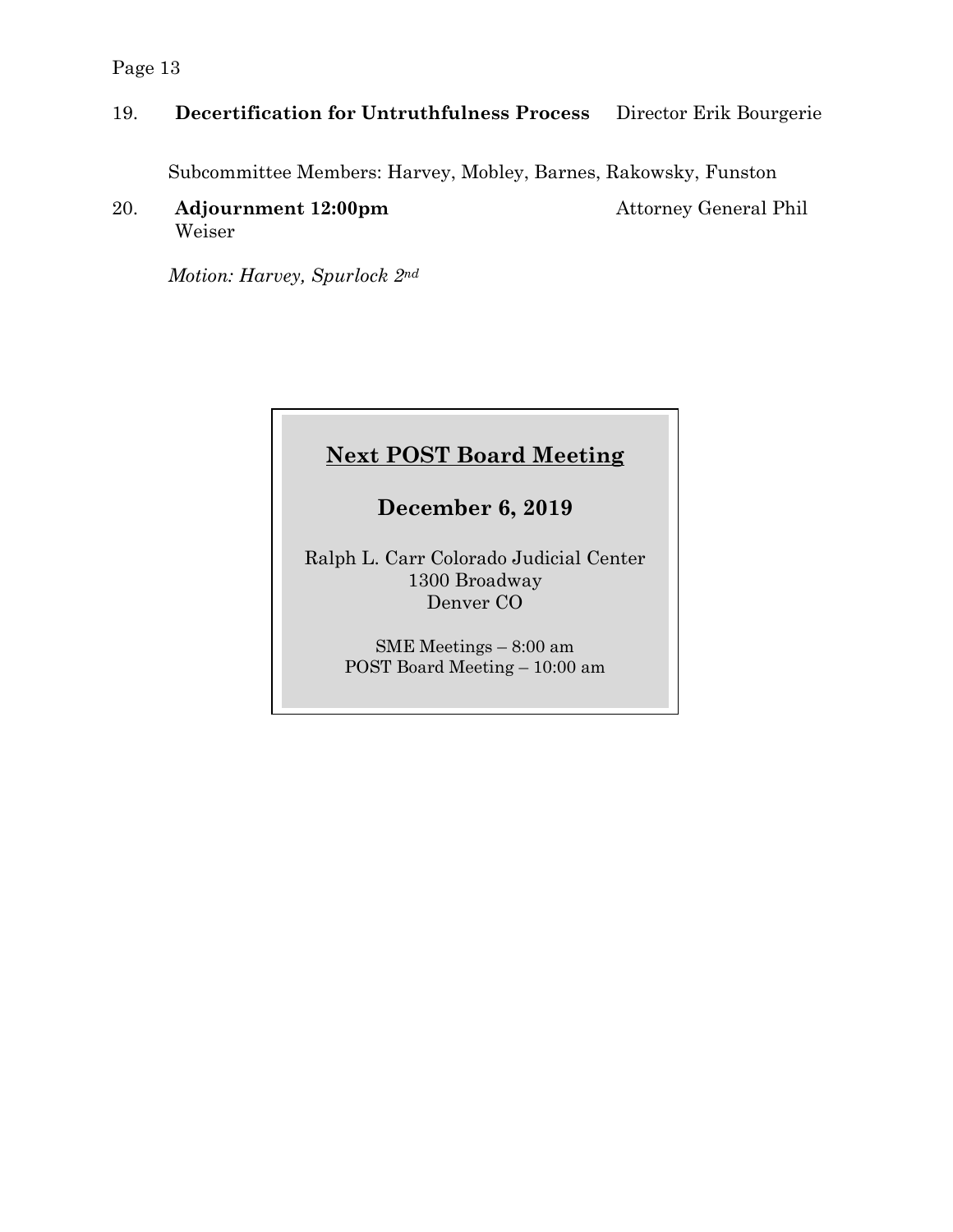19. **Decertification for Untruthfulness Process** Director Erik Bourgerie

Subcommittee Members: Harvey, Mobley, Barnes, Rakowsky, Funston

20. **Adjournment 12:00pm** Attorney General Phil Weiser

*Motion: Harvey, Spurlock 2nd*

**<u>Next POST Board Meeting</u>**

**December 6, 2019**

Ralph L. Carr Colorado Judicial Center
1300 Broadway
Denver CO

SME Meetings – 8:00 am
POST Board Meeting – 10:00 am